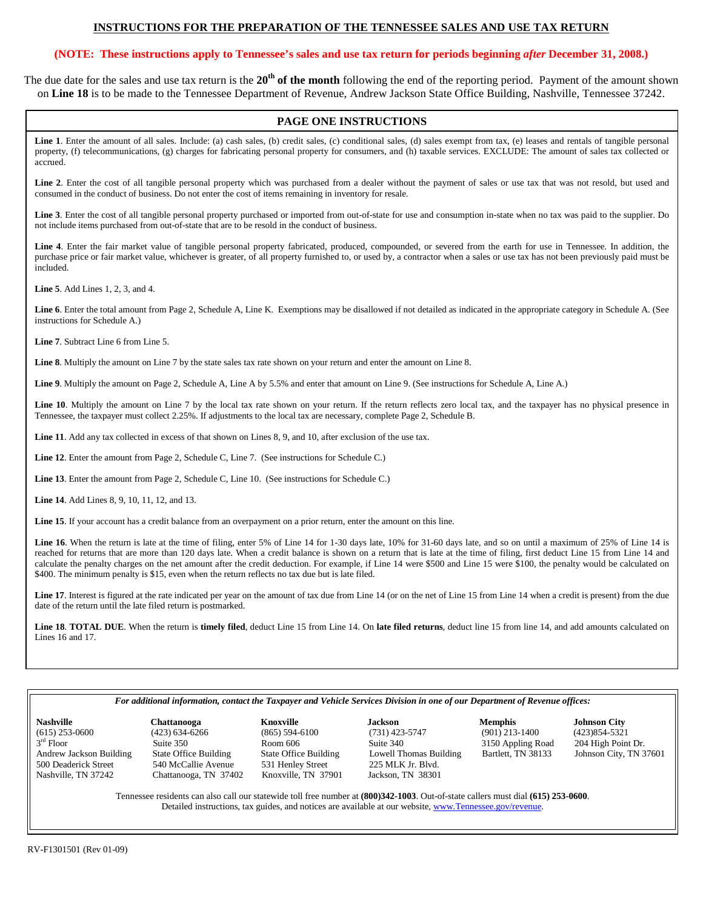# INSTRUCTIONS FOR THE PREPARATION OF THE TENNESSEE SALES AND USE TAX RETURN

**(NOTE: These instructions apply to Tennessee's sales and use tax return for periods beginning *after* December 31, 2008.)**

The due date for the sales and use tax return is the **20th of the month** following the end of the reporting period. Payment of the amount shown on **Line 18** is to be made to the Tennessee Department of Revenue, Andrew Jackson State Office Building, Nashville, Tennessee 37242.

## PAGE ONE INSTRUCTIONS

**Line 1**. Enter the amount of all sales. Include: (a) cash sales, (b) credit sales, (c) conditional sales, (d) sales exempt from tax, (e) leases and rentals of tangible personal property, (f) telecommunications, (g) charges for fabricating personal property for consumers, and (h) taxable services. EXCLUDE: The amount of sales tax collected or accrued.

**Line 2**. Enter the cost of all tangible personal property which was purchased from a dealer without the payment of sales or use tax that was not resold, but used and consumed in the conduct of business. Do not enter the cost of items remaining in inventory for resale.

**Line 3**. Enter the cost of all tangible personal property purchased or imported from out-of-state for use and consumption in-state when no tax was paid to the supplier. Do not include items purchased from out-of-state that are to be resold in the conduct of business.

**Line 4**. Enter the fair market value of tangible personal property fabricated, produced, compounded, or severed from the earth for use in Tennessee. In addition, the purchase price or fair market value, whichever is greater, of all property furnished to, or used by, a contractor when a sales or use tax has not been previously paid must be included.

**Line 5**. Add Lines 1, 2, 3, and 4.

**Line 6**. Enter the total amount from Page 2, Schedule A, Line K. Exemptions may be disallowed if not detailed as indicated in the appropriate category in Schedule A. (See instructions for Schedule A.)

**Line 7**. Subtract Line 6 from Line 5.

**Line 8**. Multiply the amount on Line 7 by the state sales tax rate shown on your return and enter the amount on Line 8.

**Line 9**. Multiply the amount on Page 2, Schedule A, Line A by 5.5% and enter that amount on Line 9. (See instructions for Schedule A, Line A.)

**Line 10**. Multiply the amount on Line 7 by the local tax rate shown on your return. If the return reflects zero local tax, and the taxpayer has no physical presence in Tennessee, the taxpayer must collect 2.25%. If adjustments to the local tax are necessary, complete Page 2, Schedule B.

**Line 11**. Add any tax collected in excess of that shown on Lines 8, 9, and 10, after exclusion of the use tax.

**Line 12**. Enter the amount from Page 2, Schedule C, Line 7. (See instructions for Schedule C.)

**Line 13**. Enter the amount from Page 2, Schedule C, Line 10. (See instructions for Schedule C.)

**Line 14**. Add Lines 8, 9, 10, 11, 12, and 13.

**Line 15**. If your account has a credit balance from an overpayment on a prior return, enter the amount on this line.

**Line 16**. When the return is late at the time of filing, enter 5% of Line 14 for 1-30 days late, 10% for 31-60 days late, and so on until a maximum of 25% of Line 14 is reached for returns that are more than 120 days late. When a credit balance is shown on a return that is late at the time of filing, first deduct Line 15 from Line 14 and calculate the penalty charges on the net amount after the credit deduction. For example, if Line 14 were $500 and Line 15 were $100, the penalty would be calculated on $400. The minimum penalty is $15, even when the return reflects no tax due but is late filed.

**Line 17**. Interest is figured at the rate indicated per year on the amount of tax due from Line 14 (or on the net of Line 15 from Line 14 when a credit is present) from the due date of the return until the late filed return is postmarked.

**Line 18**. **TOTAL DUE**. When the return is **timely filed**, deduct Line 15 from Line 14. On **late filed returns**, deduct line 15 from line 14, and add amounts calculated on Lines 16 and 17.

---

***For additional information, contact the Taxpayer and Vehicle Services Division in one of our Department of Revenue offices:***

| **Nashville** | **Chattanooga** | **Knoxville** | **Jackson** | **Memphis** | **Johnson City** |
|---|---|---|---|---|---|
| (615) 253-0600 | (423) 634-6266 | (865) 594-6100 | (731) 423-5747 | (901) 213-1400 | (423)854-5321 |
| 3rd Floor | Suite 350 | Room 606 | Suite 340 | 3150 Appling Road | 204 High Point Dr. |
| Andrew Jackson Building | State Office Building | State Office Building | Lowell Thomas Building | Bartlett, TN 38133 | Johnson City, TN 37601 |
| 500 Deaderick Street | 540 McCallie Avenue | 531 Henley Street | 225 MLK Jr. Blvd. | | |
| Nashville, TN 37242 | Chattanooga, TN 37402 | Knoxville, TN 37901 | Jackson, TN 38301 | | |

Tennessee residents can also call our statewide toll free number at **(800)342-1003**. Out-of-state callers must dial **(615) 253-0600**.
Detailed instructions, tax guides, and notices are available at our website, www.Tennessee.gov/revenue.

RV-F1301501 (Rev 01-09)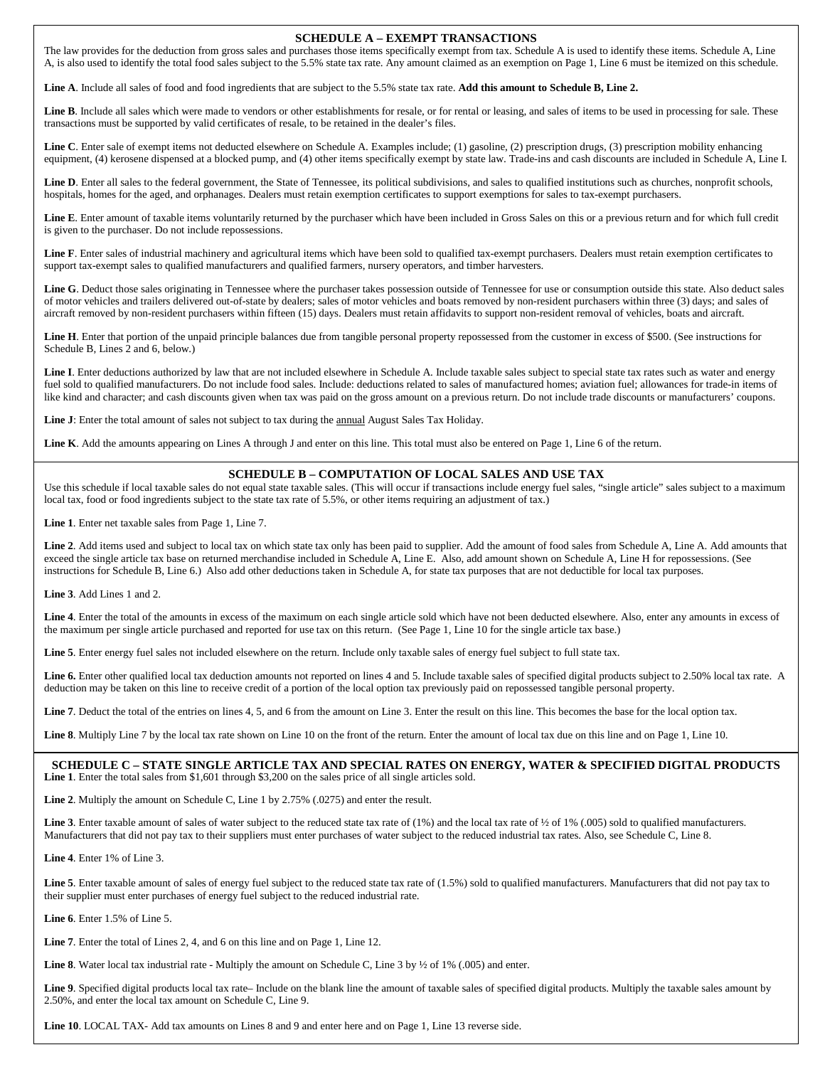## SCHEDULE A – EXEMPT TRANSACTIONS

The law provides for the deduction from gross sales and purchases those items specifically exempt from tax. Schedule A is used to identify these items. Schedule A, Line A, is also used to identify the total food sales subject to the 5.5% state tax rate. Any amount claimed as an exemption on Page 1, Line 6 must be itemized on this schedule.

**Line A**. Include all sales of food and food ingredients that are subject to the 5.5% state tax rate. **Add this amount to Schedule B, Line 2.**

**Line B**. Include all sales which were made to vendors or other establishments for resale, or for rental or leasing, and sales of items to be used in processing for sale. These transactions must be supported by valid certificates of resale, to be retained in the dealer's files.

**Line C**. Enter sale of exempt items not deducted elsewhere on Schedule A. Examples include; (1) gasoline, (2) prescription drugs, (3) prescription mobility enhancing equipment, (4) kerosene dispensed at a blocked pump, and (4) other items specifically exempt by state law. Trade-ins and cash discounts are included in Schedule A, Line I.

**Line D**. Enter all sales to the federal government, the State of Tennessee, its political subdivisions, and sales to qualified institutions such as churches, nonprofit schools, hospitals, homes for the aged, and orphanages. Dealers must retain exemption certificates to support exemptions for sales to tax-exempt purchasers.

**Line E**. Enter amount of taxable items voluntarily returned by the purchaser which have been included in Gross Sales on this or a previous return and for which full credit is given to the purchaser. Do not include repossessions.

**Line F**. Enter sales of industrial machinery and agricultural items which have been sold to qualified tax-exempt purchasers. Dealers must retain exemption certificates to support tax-exempt sales to qualified manufacturers and qualified farmers, nursery operators, and timber harvesters.

**Line G**. Deduct those sales originating in Tennessee where the purchaser takes possession outside of Tennessee for use or consumption outside this state. Also deduct sales of motor vehicles and trailers delivered out-of-state by dealers; sales of motor vehicles and boats removed by non-resident purchasers within three (3) days; and sales of aircraft removed by non-resident purchasers within fifteen (15) days. Dealers must retain affidavits to support non-resident removal of vehicles, boats and aircraft.

**Line H**. Enter that portion of the unpaid principle balances due from tangible personal property repossessed from the customer in excess of $500. (See instructions for Schedule B, Lines 2 and 6, below.)

**Line I**. Enter deductions authorized by law that are not included elsewhere in Schedule A. Include taxable sales subject to special state tax rates such as water and energy fuel sold to qualified manufacturers. Do not include food sales. Include: deductions related to sales of manufactured homes; aviation fuel; allowances for trade-in items of like kind and character; and cash discounts given when tax was paid on the gross amount on a previous return. Do not include trade discounts or manufacturers' coupons.

**Line J**: Enter the total amount of sales not subject to tax during the annual August Sales Tax Holiday.

**Line K**. Add the amounts appearing on Lines A through J and enter on this line. This total must also be entered on Page 1, Line 6 of the return.

## SCHEDULE B – COMPUTATION OF LOCAL SALES AND USE TAX

Use this schedule if local taxable sales do not equal state taxable sales. (This will occur if transactions include energy fuel sales, "single article" sales subject to a maximum local tax, food or food ingredients subject to the state tax rate of 5.5%, or other items requiring an adjustment of tax.)

**Line 1**. Enter net taxable sales from Page 1, Line 7.

**Line 2**. Add items used and subject to local tax on which state tax only has been paid to supplier. Add the amount of food sales from Schedule A, Line A. Add amounts that exceed the single article tax base on returned merchandise included in Schedule A, Line E. Also, add amount shown on Schedule A, Line H for repossessions. (See instructions for Schedule B, Line 6.) Also add other deductions taken in Schedule A, for state tax purposes that are not deductible for local tax purposes.

**Line 3**. Add Lines 1 and 2.

**Line 4**. Enter the total of the amounts in excess of the maximum on each single article sold which have not been deducted elsewhere. Also, enter any amounts in excess of the maximum per single article purchased and reported for use tax on this return. (See Page 1, Line 10 for the single article tax base.)

**Line 5**. Enter energy fuel sales not included elsewhere on the return. Include only taxable sales of energy fuel subject to full state tax.

**Line 6.** Enter other qualified local tax deduction amounts not reported on lines 4 and 5. Include taxable sales of specified digital products subject to 2.50% local tax rate. A deduction may be taken on this line to receive credit of a portion of the local option tax previously paid on repossessed tangible personal property.

**Line 7**. Deduct the total of the entries on lines 4, 5, and 6 from the amount on Line 3. Enter the result on this line. This becomes the base for the local option tax.

**Line 8**. Multiply Line 7 by the local tax rate shown on Line 10 on the front of the return. Enter the amount of local tax due on this line and on Page 1, Line 10.

## SCHEDULE C – STATE SINGLE ARTICLE TAX AND SPECIAL RATES ON ENERGY, WATER & SPECIFIED DIGITAL PRODUCTS

**Line 1**. Enter the total sales from $1,601 through $3,200 on the sales price of all single articles sold.

**Line 2**. Multiply the amount on Schedule C, Line 1 by 2.75% (.0275) and enter the result.

**Line 3**. Enter taxable amount of sales of water subject to the reduced state tax rate of (1%) and the local tax rate of ½ of 1% (.005) sold to qualified manufacturers. Manufacturers that did not pay tax to their suppliers must enter purchases of water subject to the reduced industrial tax rates. Also, see Schedule C, Line 8.

**Line 4**. Enter 1% of Line 3.

**Line 5**. Enter taxable amount of sales of energy fuel subject to the reduced state tax rate of (1.5%) sold to qualified manufacturers. Manufacturers that did not pay tax to their supplier must enter purchases of energy fuel subject to the reduced industrial rate.

**Line 6**. Enter 1.5% of Line 5.

**Line 7**. Enter the total of Lines 2, 4, and 6 on this line and on Page 1, Line 12.

**Line 8**. Water local tax industrial rate - Multiply the amount on Schedule C, Line 3 by ½ of 1% (.005) and enter.

**Line 9**. Specified digital products local tax rate– Include on the blank line the amount of taxable sales of specified digital products. Multiply the taxable sales amount by 2.50%, and enter the local tax amount on Schedule C, Line 9.

**Line 10**. LOCAL TAX- Add tax amounts on Lines 8 and 9 and enter here and on Page 1, Line 13 reverse side.